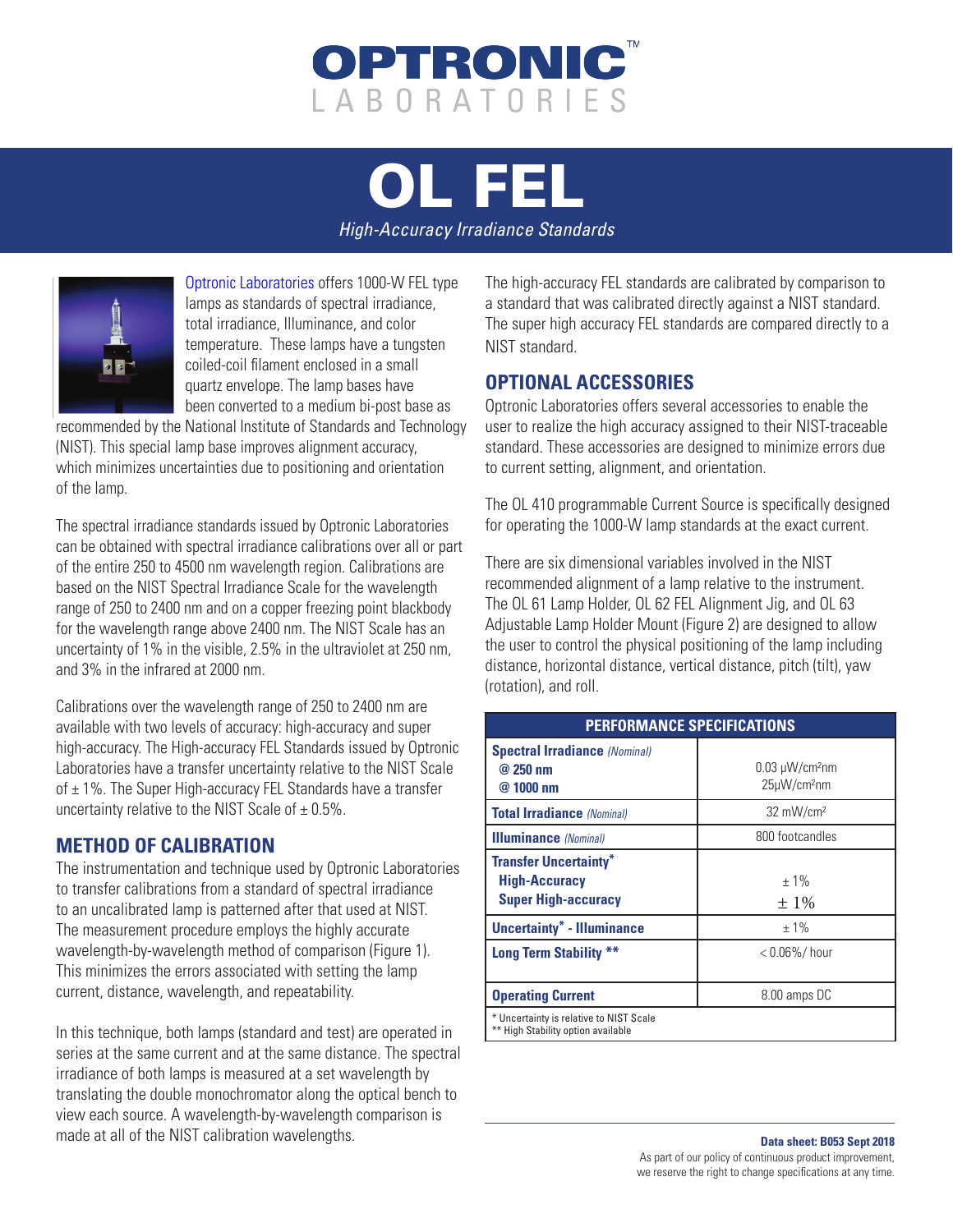# OPTRONIC LABORATORIES

# OL FEL

*High-Accuracy Irradiance Standards*

Optronic Laboratories offers 1000-W FEL type lamps as standards of spectral irradiance, total irradiance, Illuminance, and color temperature. These lamps have a tungsten coiled-coil filament enclosed in a small quartz envelope. The lamp bases have been converted to a medium bi-post base as recommended by the National Institute of Standards and Technology (NIST). This special lamp base improves alignment accuracy, which minimizes uncertainties due to positioning and orientation of the lamp.

The spectral irradiance standards issued by Optronic Laboratories can be obtained with spectral irradiance calibrations over all or part of the entire 250 to 4500 nm wavelength region. Calibrations are based on the NIST Spectral Irradiance Scale for the wavelength range of 250 to 2400 nm and on a copper freezing point blackbody for the wavelength range above 2400 nm. The NIST Scale has an uncertainty of 1% in the visible, 2.5% in the ultraviolet at 250 nm, and 3% in the infrared at 2000 nm.

Calibrations over the wavelength range of 250 to 2400 nm are available with two levels of accuracy: high-accuracy and super high-accuracy. The High-accuracy FEL Standards issued by Optronic Laboratories have a transfer uncertainty relative to the NIST Scale of ± 1%. The Super High-accuracy FEL Standards have a transfer uncertainty relative to the NIST Scale of ± 0.5%.

## METHOD OF CALIBRATION

The instrumentation and technique used by Optronic Laboratories to transfer calibrations from a standard of spectral irradiance to an uncalibrated lamp is patterned after that used at NIST. The measurement procedure employs the highly accurate wavelength-by-wavelength method of comparison (Figure 1). This minimizes the errors associated with setting the lamp current, distance, wavelength, and repeatability.

In this technique, both lamps (standard and test) are operated in series at the same current and at the same distance. The spectral irradiance of both lamps is measured at a set wavelength by translating the double monochromator along the optical bench to view each source. A wavelength-by-wavelength comparison is made at all of the NIST calibration wavelengths.

The high-accuracy FEL standards are calibrated by comparison to a standard that was calibrated directly against a NIST standard. The super high accuracy FEL standards are compared directly to a NIST standard.

## OPTIONAL ACCESSORIES

Optronic Laboratories offers several accessories to enable the user to realize the high accuracy assigned to their NIST-traceable standard. These accessories are designed to minimize errors due to current setting, alignment, and orientation.

The OL 410 programmable Current Source is specifically designed for operating the 1000-W lamp standards at the exact current.

There are six dimensional variables involved in the NIST recommended alignment of a lamp relative to the instrument. The OL 61 Lamp Holder, OL 62 FEL Alignment Jig, and OL 63 Adjustable Lamp Holder Mount (Figure 2) are designed to allow the user to control the physical positioning of the lamp including distance, horizontal distance, vertical distance, pitch (tilt), yaw (rotation), and roll.

| PERFORMANCE SPECIFICATIONS | |
|---|---|
| **Spectral Irradiance** *(Nominal)*<br>**@ 250 nm**<br>**@ 1000 nm** | 0.03 μW/cm²nm<br>25μW/cm²nm |
| **Total Irradiance** *(Nominal)* | 32 mW/cm² |
| **Illuminance** *(Nominal)* | 800 footcandles |
| **Transfer Uncertainty*** <br>**High-Accuracy**<br>**Super High-accuracy** | ± 1%<br>± 1% |
| **Uncertainty* - Illuminance** | ± 1% |
| **Long Term Stability **** | < 0.06%/ hour |
| **Operating Current** | 8.00 amps DC |

\* Uncertainty is relative to NIST Scale
\*\* High Stability option available

**Data sheet: B053 Sept 2018**

As part of our policy of continuous product improvement, we reserve the right to change specifications at any time.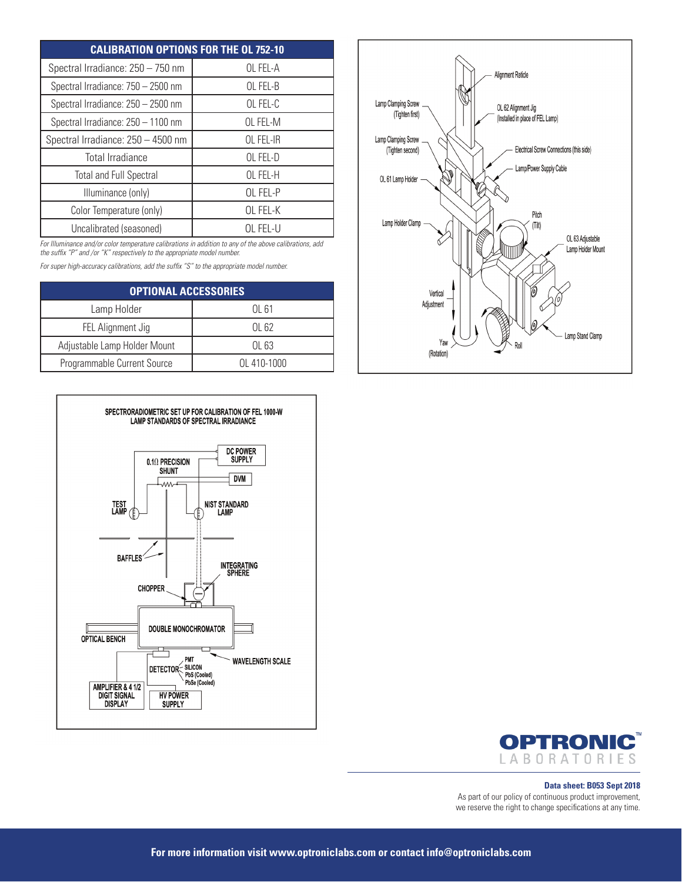| CALIBRATION OPTIONS FOR THE OL 752-10 | |
|---|---|
| Spectral Irradiance: 250 – 750 nm | OL FEL-A |
| Spectral Irradiance: 750 – 2500 nm | OL FEL-B |
| Spectral Irradiance: 250 – 2500 nm | OL FEL-C |
| Spectral Irradiance: 250 – 1100 nm | OL FEL-M |
| Spectral Irradiance: 250 – 4500 nm | OL FEL-IR |
| Total Irradiance | OL FEL-D |
| Total and Full Spectral | OL FEL-H |
| Illuminance (only) | OL FEL-P |
| Color Temperature (only) | OL FEL-K |
| Uncalibrated (seasoned) | OL FEL-U |

*For Illuminance and/or color temperature calibrations in addition to any of the above calibrations, add the suffix "P" and /or "K" respectively to the appropriate model number.*

*For super high-accuracy calibrations, add the suffix "S" to the appropriate model number.*

| OPTIONAL ACCESSORIES | |
|---|---|
| Lamp Holder | OL 61 |
| FEL Alignment Jig | OL 62 |
| Adjustable Lamp Holder Mount | OL 63 |
| Programmable Current Source | OL 410-1000 |

Alignment Reticle
Lamp Clamping Screw (Tighten first)
OL 62 Alignment Jig (Installed in place of FEL Lamp)
Lamp Clamping Screw (Tighten second)
Electrical Screw Connections (this side)
Lamp/Power Supply Cable
OL 61 Lamp Holder
Lamp Holder Clamp
Pitch (Tilt)
OL 63 Adjustable Lamp Holder Mount
Vertical Adjustment
Lamp Stand Clamp
Yaw (Rotation)
Roll

SPECTRORADIOMETRIC SET UP FOR CALIBRATION OF FEL 1000-W LAMP STANDARDS OF SPECTRAL IRRADIANCE

DC POWER SUPPLY
0.1Ω PRECISION SHUNT
DVM
TEST LAMP
NIST STANDARD LAMP
BAFFLES
INTEGRATING SPHERE
CHOPPER
DOUBLE MONOCHROMATOR
OPTICAL BENCH
WAVELENGTH SCALE
DETECTOR
PMT
SILICON
PbS (Cooled)
PbSe (Cooled)
AMPLIFIER & 4 1/2 DIGIT SIGNAL DISPLAY
HV POWER SUPPLY

OPTRONIC LABORATORIES

**Data sheet: B053 Sept 2018**

As part of our policy of continuous product improvement, we reserve the right to change specifications at any time.

**For more information visit www.optroniclabs.com or contact info@optroniclabs.com**